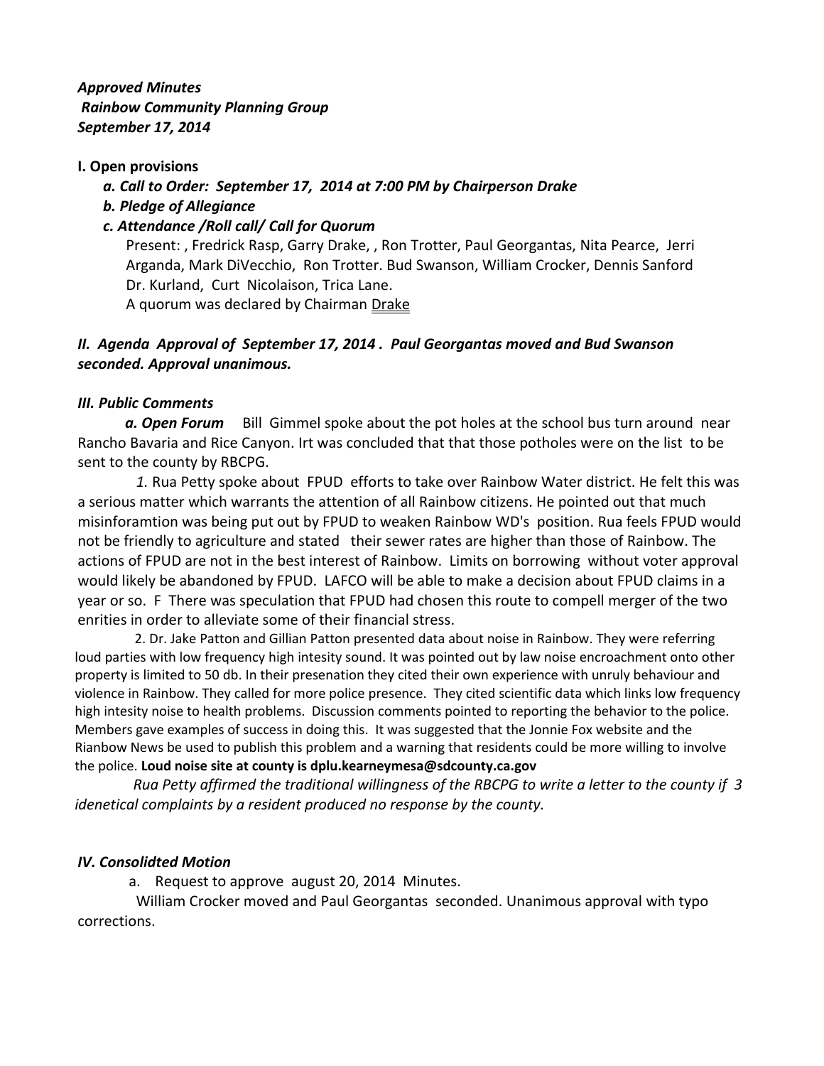***Approved Minutes***
***Rainbow Community Planning Group***
***September 17, 2014***

**I. Open provisions**

***a. Call to Order: September 17, 2014 at 7:00 PM by Chairperson Drake***

***b. Pledge of Allegiance***

***c. Attendance /Roll call/ Call for Quorum***

Present: , Fredrick Rasp, Garry Drake, , Ron Trotter, Paul Georgantas, Nita Pearce, Jerri Arganda, Mark DiVecchio, Ron Trotter. Bud Swanson, William Crocker, Dennis Sanford Dr. Kurland, Curt Nicolaison, Trica Lane.

A quorum was declared by Chairman Drake

***II. Agenda Approval of September 17, 2014 . Paul Georgantas moved and Bud Swanson seconded. Approval unanimous.***

***III. Public Comments***

***a. Open Forum*** Bill Gimmel spoke about the pot holes at the school bus turn around near Rancho Bavaria and Rice Canyon. Irt was concluded that that those potholes were on the list to be sent to the county by RBCPG.

*1.* Rua Petty spoke about FPUD efforts to take over Rainbow Water district. He felt this was a serious matter which warrants the attention of all Rainbow citizens. He pointed out that much misinforamtion was being put out by FPUD to weaken Rainbow WD's position. Rua feels FPUD would not be friendly to agriculture and stated their sewer rates are higher than those of Rainbow. The actions of FPUD are not in the best interest of Rainbow. Limits on borrowing without voter approval would likely be abandoned by FPUD. LAFCO will be able to make a decision about FPUD claims in a year or so. F There was speculation that FPUD had chosen this route to compell merger of the two enrities in order to alleviate some of their financial stress.

2. Dr. Jake Patton and Gillian Patton presented data about noise in Rainbow. They were referring loud parties with low frequency high intesity sound. It was pointed out by law noise encroachment onto other property is limited to 50 db. In their presenation they cited their own experience with unruly behaviour and violence in Rainbow. They called for more police presence. They cited scientific data which links low frequency high intesity noise to health problems. Discussion comments pointed to reporting the behavior to the police. Members gave examples of success in doing this. It was suggested that the Jonnie Fox website and the Rianbow News be used to publish this problem and a warning that residents could be more willing to involve the police. **Loud noise site at county is dplu.kearneymesa@sdcounty.ca.gov**

*Rua Petty affirmed the traditional willingness of the RBCPG to write a letter to the county if 3 idenetical complaints by a resident produced no response by the county.*

***IV. Consolidted Motion***

a. Request to approve august 20, 2014 Minutes.

William Crocker moved and Paul Georgantas seconded. Unanimous approval with typo corrections.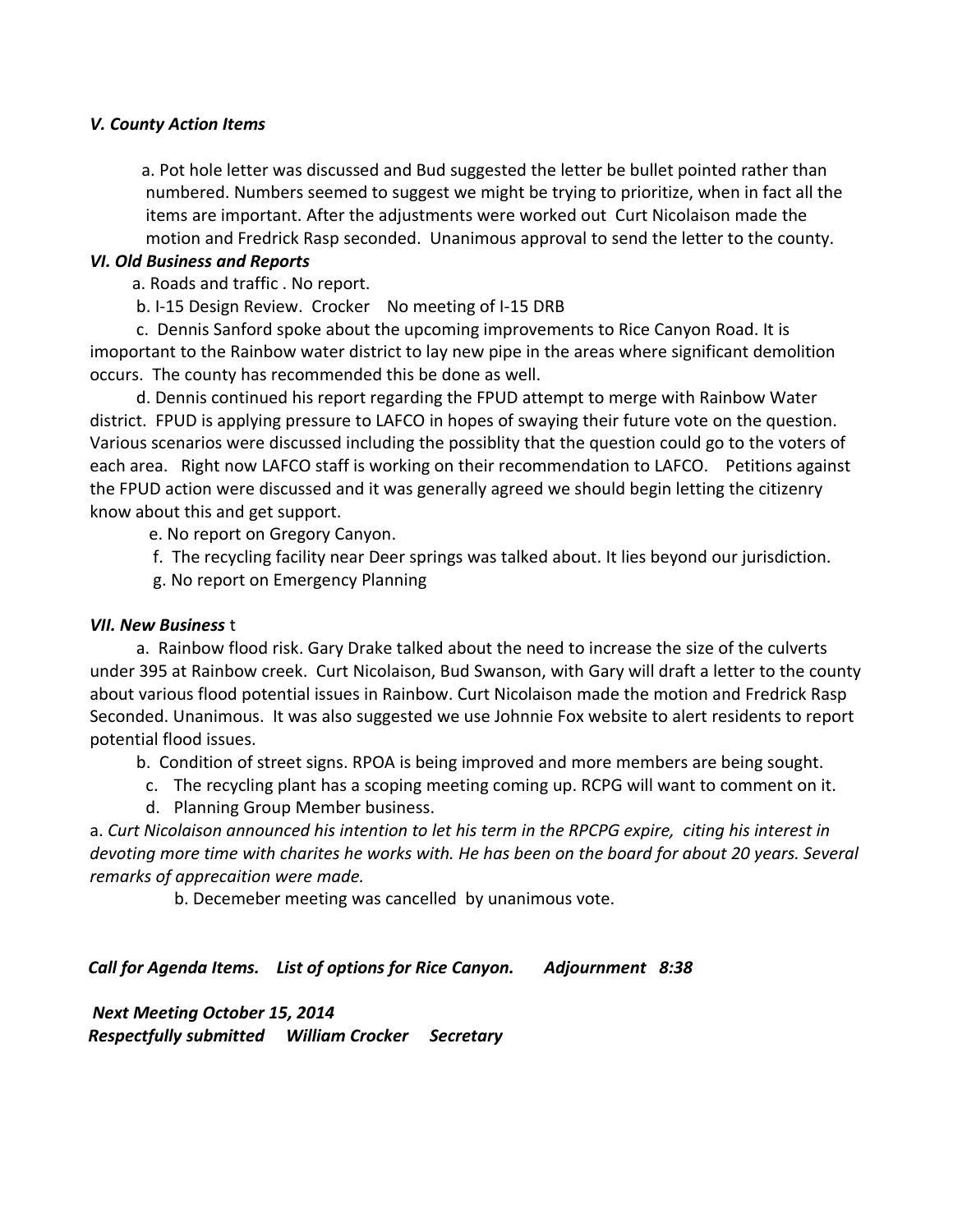### *V. County Action Items*

a. Pot hole letter was discussed and Bud suggested the letter be bullet pointed rather than numbered. Numbers seemed to suggest we might be trying to prioritize, when in fact all the items are important. After the adjustments were worked out Curt Nicolaison made the motion and Fredrick Rasp seconded. Unanimous approval to send the letter to the county.

### *VI. Old Business and Reports*

a. Roads and traffic . No report.

b. I-15 Design Review. Crocker No meeting of I-15 DRB

c. Dennis Sanford spoke about the upcoming improvements to Rice Canyon Road. It is imoportant to the Rainbow water district to lay new pipe in the areas where significant demolition occurs. The county has recommended this be done as well.

d. Dennis continued his report regarding the FPUD attempt to merge with Rainbow Water district. FPUD is applying pressure to LAFCO in hopes of swaying their future vote on the question. Various scenarios were discussed including the possiblity that the question could go to the voters of each area. Right now LAFCO staff is working on their recommendation to LAFCO. Petitions against the FPUD action were discussed and it was generally agreed we should begin letting the citizenry know about this and get support.

e. No report on Gregory Canyon.

f. The recycling facility near Deer springs was talked about. It lies beyond our jurisdiction.

g. No report on Emergency Planning

### *VII. New Business* t

a. Rainbow flood risk. Gary Drake talked about the need to increase the size of the culverts under 395 at Rainbow creek. Curt Nicolaison, Bud Swanson, with Gary will draft a letter to the county about various flood potential issues in Rainbow. Curt Nicolaison made the motion and Fredrick Rasp Seconded. Unanimous. It was also suggested we use Johnnie Fox website to alert residents to report potential flood issues.

b. Condition of street signs. RPOA is being improved and more members are being sought.

c. The recycling plant has a scoping meeting coming up. RCPG will want to comment on it.

d. Planning Group Member business.

a. *Curt Nicolaison announced his intention to let his term in the RPCPG expire, citing his interest in devoting more time with charites he works with. He has been on the board for about 20 years. Several remarks of apprecaition were made.*

b. Decemeber meeting was cancelled by unanimous vote.

***Call for Agenda Items. List of options for Rice Canyon. Adjournment 8:38***

***Next Meeting October 15, 2014***
***Respectfully submitted William Crocker Secretary***